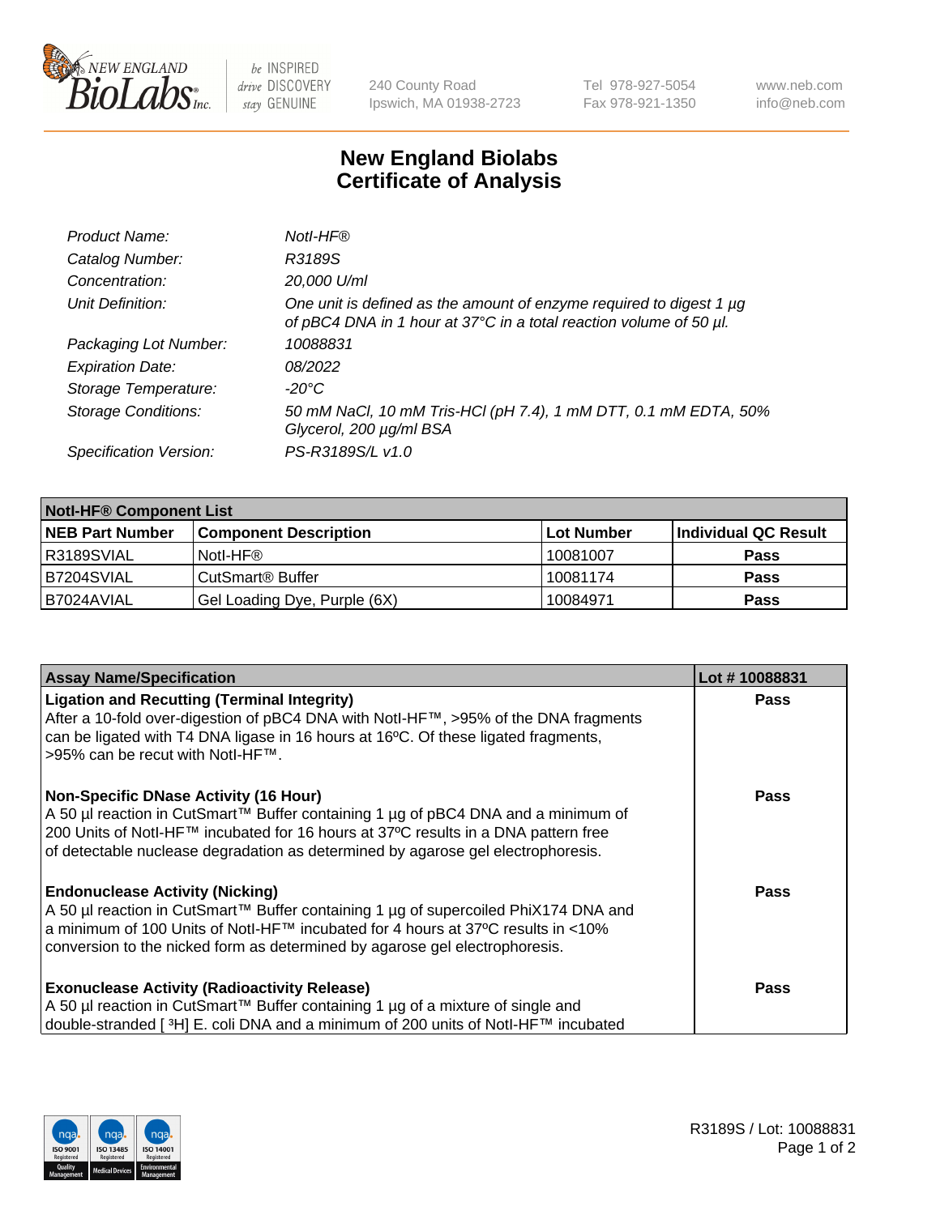New England BioLabs Inc. — be INSPIRED drive DISCOVERY stay GENUINE

240 County Road
Ipswich, MA 01938-2723

Tel 978-927-5054
Fax 978-921-1350

www.neb.com
info@neb.com

# New England Biolabs
# Certificate of Analysis

| | |
|---|---|
| *Product Name:* | *NotI-HF®* |
| *Catalog Number:* | *R3189S* |
| *Concentration:* | *20,000 U/ml* |
| *Unit Definition:* | *One unit is defined as the amount of enzyme required to digest 1 µg of pBC4 DNA in 1 hour at 37°C in a total reaction volume of 50 µl.* |
| *Packaging Lot Number:* | *10088831* |
| *Expiration Date:* | *08/2022* |
| *Storage Temperature:* | *-20°C* |
| *Storage Conditions:* | *50 mM NaCl, 10 mM Tris-HCl (pH 7.4), 1 mM DTT, 0.1 mM EDTA, 50% Glycerol, 200 µg/ml BSA* |
| *Specification Version:* | *PS-R3189S/L v1.0* |

| NotI-HF® Component List | | | |
|---|---|---|---|
| **NEB Part Number** | **Component Description** | **Lot Number** | **Individual QC Result** |
| R3189SVIAL | NotI-HF® | 10081007 | **Pass** |
| B7204SVIAL | CutSmart® Buffer | 10081174 | **Pass** |
| B7024AVIAL | Gel Loading Dye, Purple (6X) | 10084971 | **Pass** |

| Assay Name/Specification | Lot # 10088831 |
|---|---|
| **Ligation and Recutting (Terminal Integrity)** After a 10-fold over-digestion of pBC4 DNA with NotI-HF™, >95% of the DNA fragments can be ligated with T4 DNA ligase in 16 hours at 16ºC. Of these ligated fragments, >95% can be recut with NotI-HF™. | **Pass** |
| **Non-Specific DNase Activity (16 Hour)** A 50 µl reaction in CutSmart™ Buffer containing 1 µg of pBC4 DNA and a minimum of 200 Units of NotI-HF™ incubated for 16 hours at 37ºC results in a DNA pattern free of detectable nuclease degradation as determined by agarose gel electrophoresis. | **Pass** |
| **Endonuclease Activity (Nicking)** A 50 µl reaction in CutSmart™ Buffer containing 1 µg of supercoiled PhiX174 DNA and a minimum of 100 Units of NotI-HF™ incubated for 4 hours at 37ºC results in <10% conversion to the nicked form as determined by agarose gel electrophoresis. | **Pass** |
| **Exonuclease Activity (Radioactivity Release)** A 50 µl reaction in CutSmart™ Buffer containing 1 µg of a mixture of single and double-stranded [ $^{3}$H] E. coli DNA and a minimum of 200 units of NotI-HF™ incubated | **Pass** |

R3189S / Lot: 10088831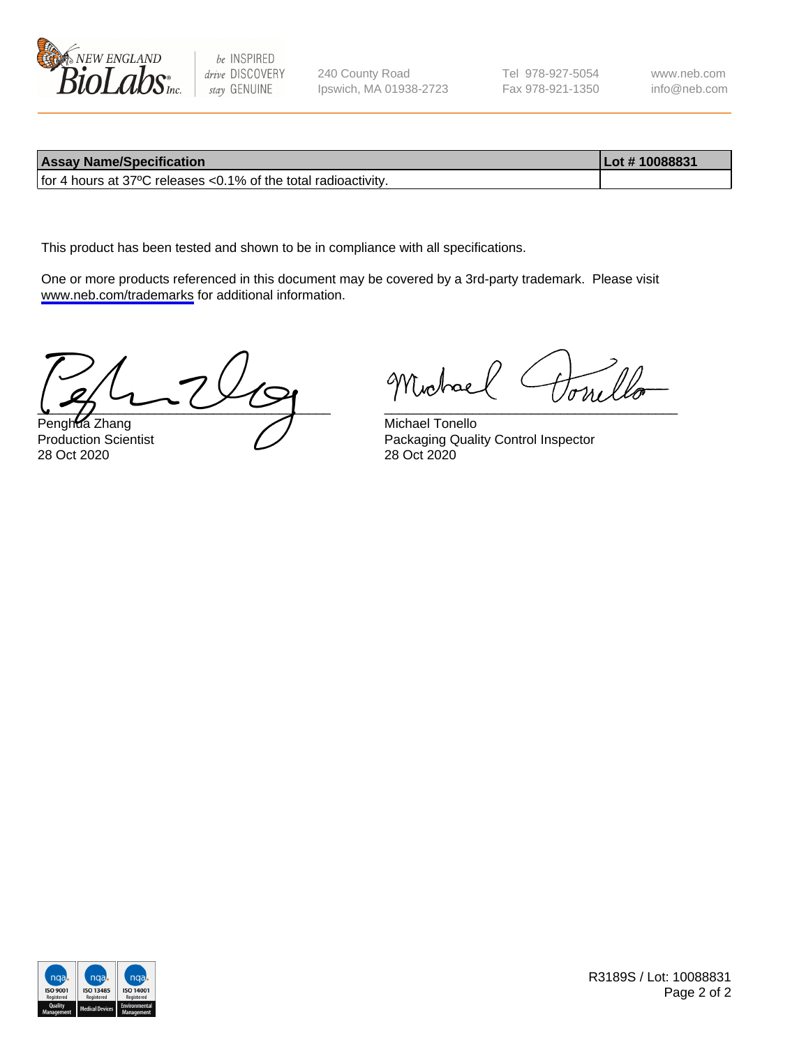| Assay Name/Specification | Lot # 10088831 |
|---|---|
| for 4 hours at 37ºC releases <0.1% of the total radioactivity. | |

This product has been tested and shown to be in compliance with all specifications.

One or more products referenced in this document may be covered by a 3rd-party trademark. Please visit www.neb.com/trademarks for additional information.

Penghua Zhang
Production Scientist
28 Oct 2020

Michael Tonello
Packaging Quality Control Inspector
28 Oct 2020

R3189S / Lot: 10088831